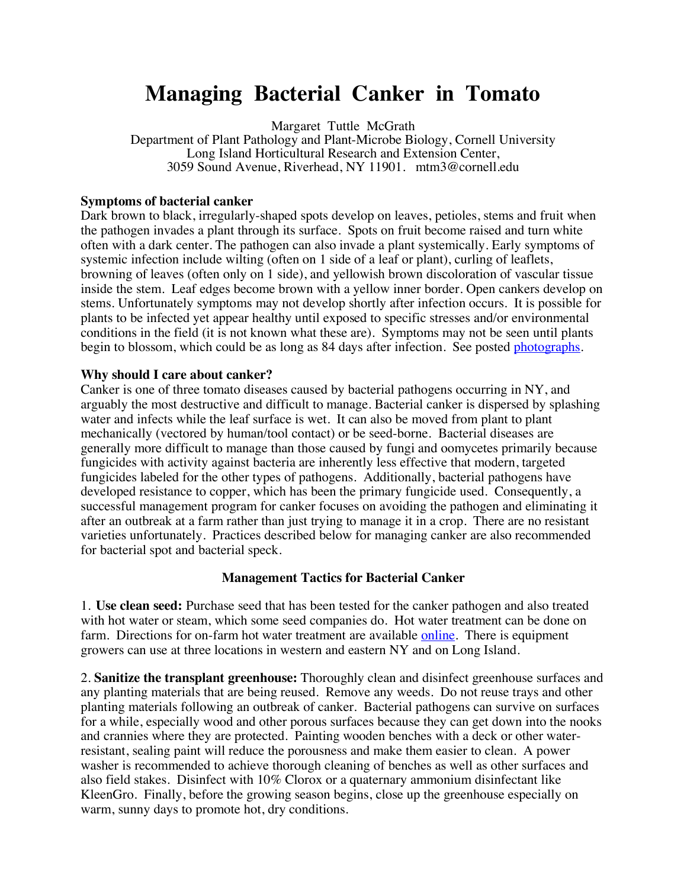# Managing Bacterial Canker in Tomato

Margaret Tuttle McGrath
Department of Plant Pathology and Plant-Microbe Biology, Cornell University
Long Island Horticultural Research and Extension Center,
3059 Sound Avenue, Riverhead, NY 11901. mtm3@cornell.edu

**Symptoms of bacterial canker**

Dark brown to black, irregularly-shaped spots develop on leaves, petioles, stems and fruit when the pathogen invades a plant through its surface. Spots on fruit become raised and turn white often with a dark center. The pathogen can also invade a plant systemically. Early symptoms of systemic infection include wilting (often on 1 side of a leaf or plant), curling of leaflets, browning of leaves (often only on 1 side), and yellowish brown discoloration of vascular tissue inside the stem. Leaf edges become brown with a yellow inner border. Open cankers develop on stems. Unfortunately symptoms may not develop shortly after infection occurs. It is possible for plants to be infected yet appear healthy until exposed to specific stresses and/or environmental conditions in the field (it is not known what these are). Symptoms may not be seen until plants begin to blossom, which could be as long as 84 days after infection. See posted photographs.

**Why should I care about canker?**

Canker is one of three tomato diseases caused by bacterial pathogens occurring in NY, and arguably the most destructive and difficult to manage. Bacterial canker is dispersed by splashing water and infects while the leaf surface is wet. It can also be moved from plant to plant mechanically (vectored by human/tool contact) or be seed-borne. Bacterial diseases are generally more difficult to manage than those caused by fungi and oomycetes primarily because fungicides with activity against bacteria are inherently less effective that modern, targeted fungicides labeled for the other types of pathogens. Additionally, bacterial pathogens have developed resistance to copper, which has been the primary fungicide used. Consequently, a successful management program for canker focuses on avoiding the pathogen and eliminating it after an outbreak at a farm rather than just trying to manage it in a crop. There are no resistant varieties unfortunately. Practices described below for managing canker are also recommended for bacterial spot and bacterial speck.

**Management Tactics for Bacterial Canker**

1. **Use clean seed:** Purchase seed that has been tested for the canker pathogen and also treated with hot water or steam, which some seed companies do. Hot water treatment can be done on farm. Directions for on-farm hot water treatment are available online. There is equipment growers can use at three locations in western and eastern NY and on Long Island.

2. **Sanitize the transplant greenhouse:** Thoroughly clean and disinfect greenhouse surfaces and any planting materials that are being reused. Remove any weeds. Do not reuse trays and other planting materials following an outbreak of canker. Bacterial pathogens can survive on surfaces for a while, especially wood and other porous surfaces because they can get down into the nooks and crannies where they are protected. Painting wooden benches with a deck or other water-resistant, sealing paint will reduce the porousness and make them easier to clean. A power washer is recommended to achieve thorough cleaning of benches as well as other surfaces and also field stakes. Disinfect with 10% Clorox or a quaternary ammonium disinfectant like KleenGro. Finally, before the growing season begins, close up the greenhouse especially on warm, sunny days to promote hot, dry conditions.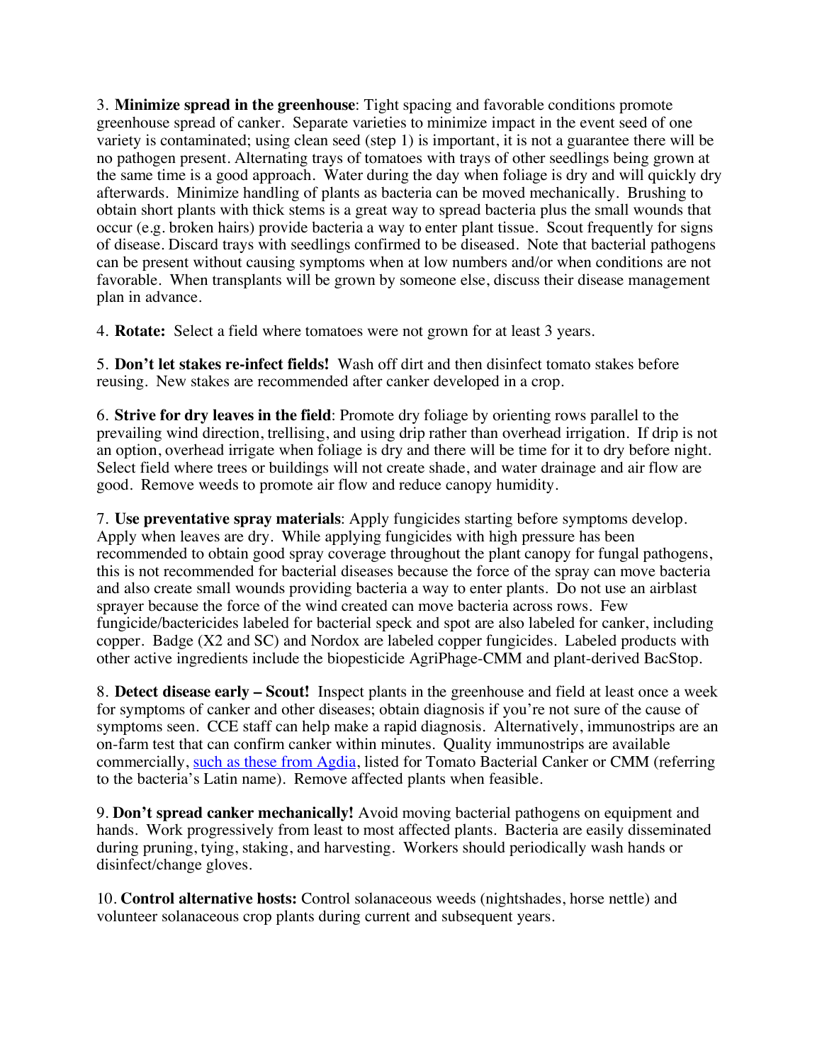3. **Minimize spread in the greenhouse**: Tight spacing and favorable conditions promote greenhouse spread of canker. Separate varieties to minimize impact in the event seed of one variety is contaminated; using clean seed (step 1) is important, it is not a guarantee there will be no pathogen present. Alternating trays of tomatoes with trays of other seedlings being grown at the same time is a good approach. Water during the day when foliage is dry and will quickly dry afterwards. Minimize handling of plants as bacteria can be moved mechanically. Brushing to obtain short plants with thick stems is a great way to spread bacteria plus the small wounds that occur (e.g. broken hairs) provide bacteria a way to enter plant tissue. Scout frequently for signs of disease. Discard trays with seedlings confirmed to be diseased. Note that bacterial pathogens can be present without causing symptoms when at low numbers and/or when conditions are not favorable. When transplants will be grown by someone else, discuss their disease management plan in advance.

4. **Rotate:** Select a field where tomatoes were not grown for at least 3 years.

5. **Don't let stakes re-infect fields!** Wash off dirt and then disinfect tomato stakes before reusing. New stakes are recommended after canker developed in a crop.

6. **Strive for dry leaves in the field**: Promote dry foliage by orienting rows parallel to the prevailing wind direction, trellising, and using drip rather than overhead irrigation. If drip is not an option, overhead irrigate when foliage is dry and there will be time for it to dry before night. Select field where trees or buildings will not create shade, and water drainage and air flow are good. Remove weeds to promote air flow and reduce canopy humidity.

7. **Use preventative spray materials**: Apply fungicides starting before symptoms develop. Apply when leaves are dry. While applying fungicides with high pressure has been recommended to obtain good spray coverage throughout the plant canopy for fungal pathogens, this is not recommended for bacterial diseases because the force of the spray can move bacteria and also create small wounds providing bacteria a way to enter plants. Do not use an airblast sprayer because the force of the wind created can move bacteria across rows. Few fungicide/bactericides labeled for bacterial speck and spot are also labeled for canker, including copper. Badge (X2 and SC) and Nordox are labeled copper fungicides. Labeled products with other active ingredients include the biopesticide AgriPhage-CMM and plant-derived BacStop.

8. **Detect disease early – Scout!** Inspect plants in the greenhouse and field at least once a week for symptoms of canker and other diseases; obtain diagnosis if you're not sure of the cause of symptoms seen. CCE staff can help make a rapid diagnosis. Alternatively, immunostrips are an on-farm test that can confirm canker within minutes. Quality immunostrips are available commercially, [such as these from Agdia](), listed for Tomato Bacterial Canker or CMM (referring to the bacteria's Latin name). Remove affected plants when feasible.

9. **Don't spread canker mechanically!** Avoid moving bacterial pathogens on equipment and hands. Work progressively from least to most affected plants. Bacteria are easily disseminated during pruning, tying, staking, and harvesting. Workers should periodically wash hands or disinfect/change gloves.

10. **Control alternative hosts:** Control solanaceous weeds (nightshades, horse nettle) and volunteer solanaceous crop plants during current and subsequent years.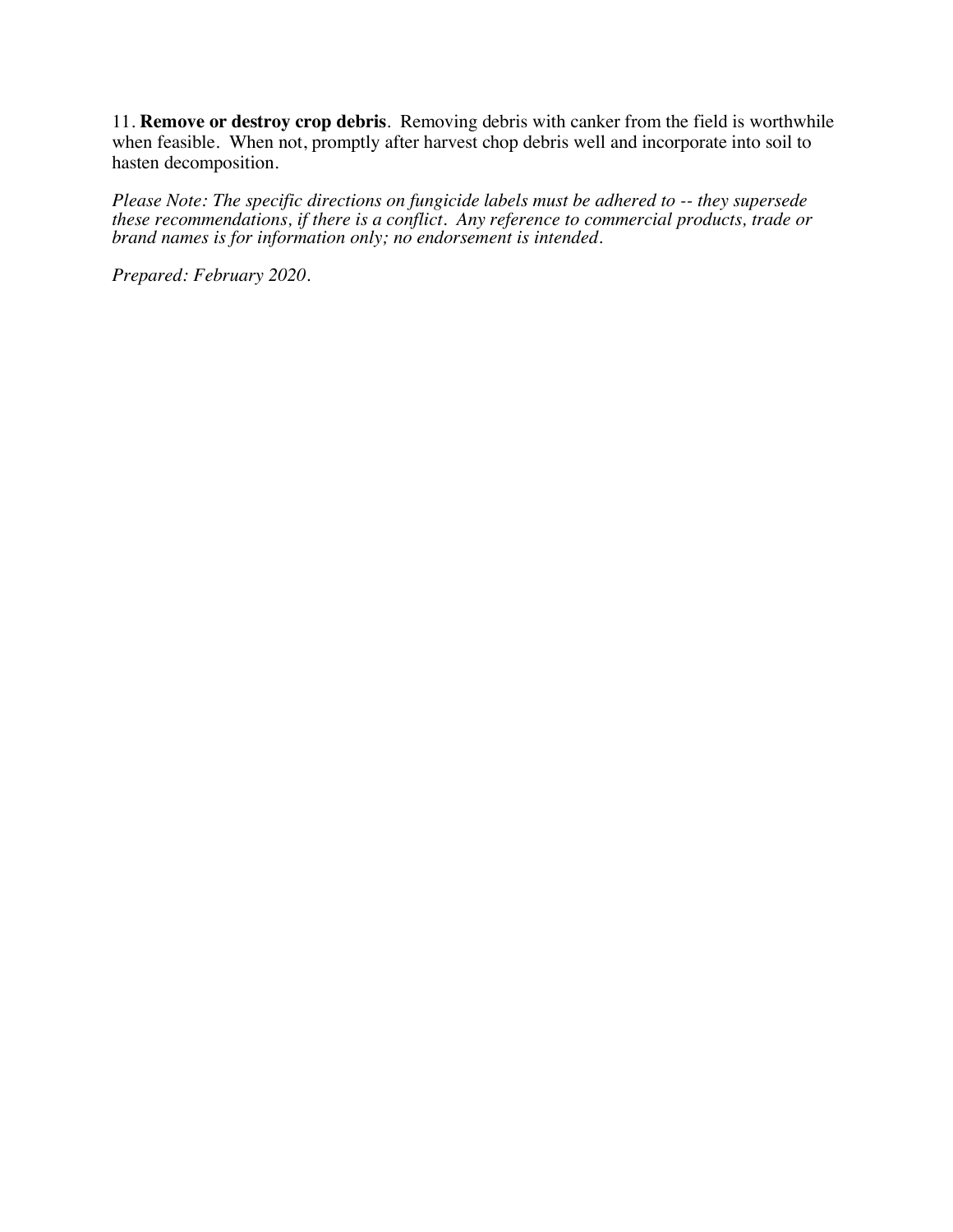11. **Remove or destroy crop debris**. Removing debris with canker from the field is worthwhile when feasible. When not, promptly after harvest chop debris well and incorporate into soil to hasten decomposition.

*Please Note: The specific directions on fungicide labels must be adhered to -- they supersede these recommendations, if there is a conflict. Any reference to commercial products, trade or brand names is for information only; no endorsement is intended.*

*Prepared: February 2020.*